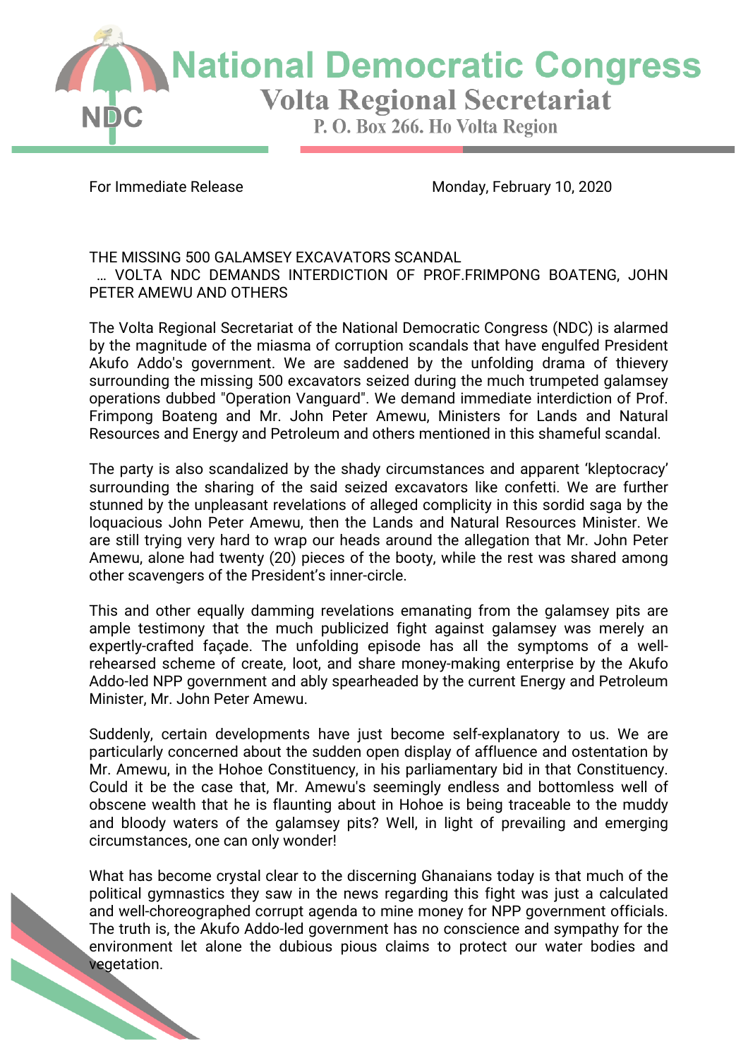# National Democratic Congress

## Volta Regional Secretariat

P. O. Box 266. Ho Volta Region

For Immediate Release

Monday, February 10, 2020

THE MISSING 500 GALAMSEY EXCAVATORS SCANDAL
… VOLTA NDC DEMANDS INTERDICTION OF PROF.FRIMPONG BOATENG, JOHN PETER AMEWU AND OTHERS

The Volta Regional Secretariat of the National Democratic Congress (NDC) is alarmed by the magnitude of the miasma of corruption scandals that have engulfed President Akufo Addo's government. We are saddened by the unfolding drama of thievery surrounding the missing 500 excavators seized during the much trumpeted galamsey operations dubbed "Operation Vanguard". We demand immediate interdiction of Prof. Frimpong Boateng and Mr. John Peter Amewu, Ministers for Lands and Natural Resources and Energy and Petroleum and others mentioned in this shameful scandal.

The party is also scandalized by the shady circumstances and apparent 'kleptocracy' surrounding the sharing of the said seized excavators like confetti. We are further stunned by the unpleasant revelations of alleged complicity in this sordid saga by the loquacious John Peter Amewu, then the Lands and Natural Resources Minister. We are still trying very hard to wrap our heads around the allegation that Mr. John Peter Amewu, alone had twenty (20) pieces of the booty, while the rest was shared among other scavengers of the President's inner-circle.

This and other equally damming revelations emanating from the galamsey pits are ample testimony that the much publicized fight against galamsey was merely an expertly-crafted façade. The unfolding episode has all the symptoms of a well-rehearsed scheme of create, loot, and share money-making enterprise by the Akufo Addo-led NPP government and ably spearheaded by the current Energy and Petroleum Minister, Mr. John Peter Amewu.

Suddenly, certain developments have just become self-explanatory to us. We are particularly concerned about the sudden open display of affluence and ostentation by Mr. Amewu, in the Hohoe Constituency, in his parliamentary bid in that Constituency. Could it be the case that, Mr. Amewu's seemingly endless and bottomless well of obscene wealth that he is flaunting about in Hohoe is being traceable to the muddy and bloody waters of the galamsey pits? Well, in light of prevailing and emerging circumstances, one can only wonder!

What has become crystal clear to the discerning Ghanaians today is that much of the political gymnastics they saw in the news regarding this fight was just a calculated and well-choreographed corrupt agenda to mine money for NPP government officials. The truth is, the Akufo Addo-led government has no conscience and sympathy for the environment let alone the dubious pious claims to protect our water bodies and vegetation.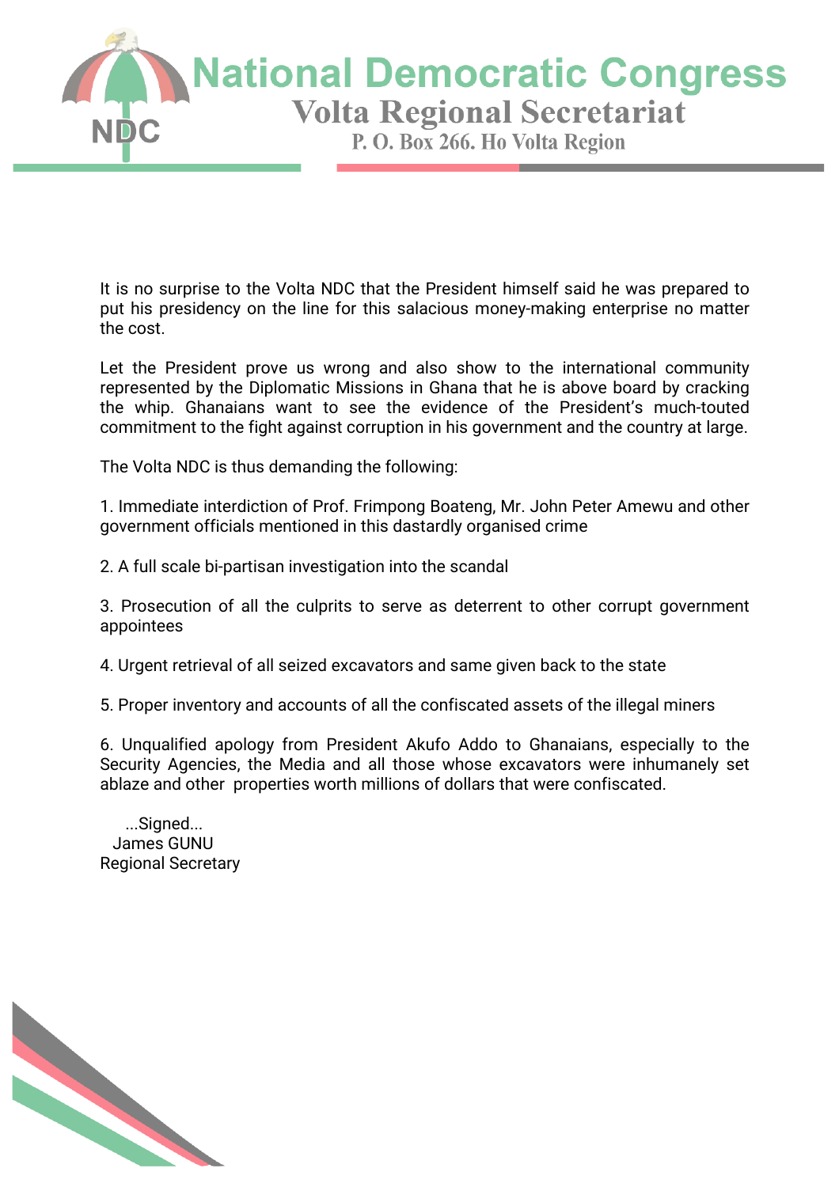# National Democratic Congress

## Volta Regional Secretariat

P. O. Box 266. Ho Volta Region

It is no surprise to the Volta NDC that the President himself said he was prepared to put his presidency on the line for this salacious money-making enterprise no matter the cost.

Let the President prove us wrong and also show to the international community represented by the Diplomatic Missions in Ghana that he is above board by cracking the whip. Ghanaians want to see the evidence of the President's much-touted commitment to the fight against corruption in his government and the country at large.

The Volta NDC is thus demanding the following:

1. Immediate interdiction of Prof. Frimpong Boateng, Mr. John Peter Amewu and other government officials mentioned in this dastardly organised crime

2. A full scale bi-partisan investigation into the scandal

3. Prosecution of all the culprits to serve as deterrent to other corrupt government appointees

4. Urgent retrieval of all seized excavators and same given back to the state

5. Proper inventory and accounts of all the confiscated assets of the illegal miners

6. Unqualified apology from President Akufo Addo to Ghanaians, especially to the Security Agencies, the Media and all those whose excavators were inhumanely set ablaze and other properties worth millions of dollars that were confiscated.

...Signed...
James GUNU
Regional Secretary